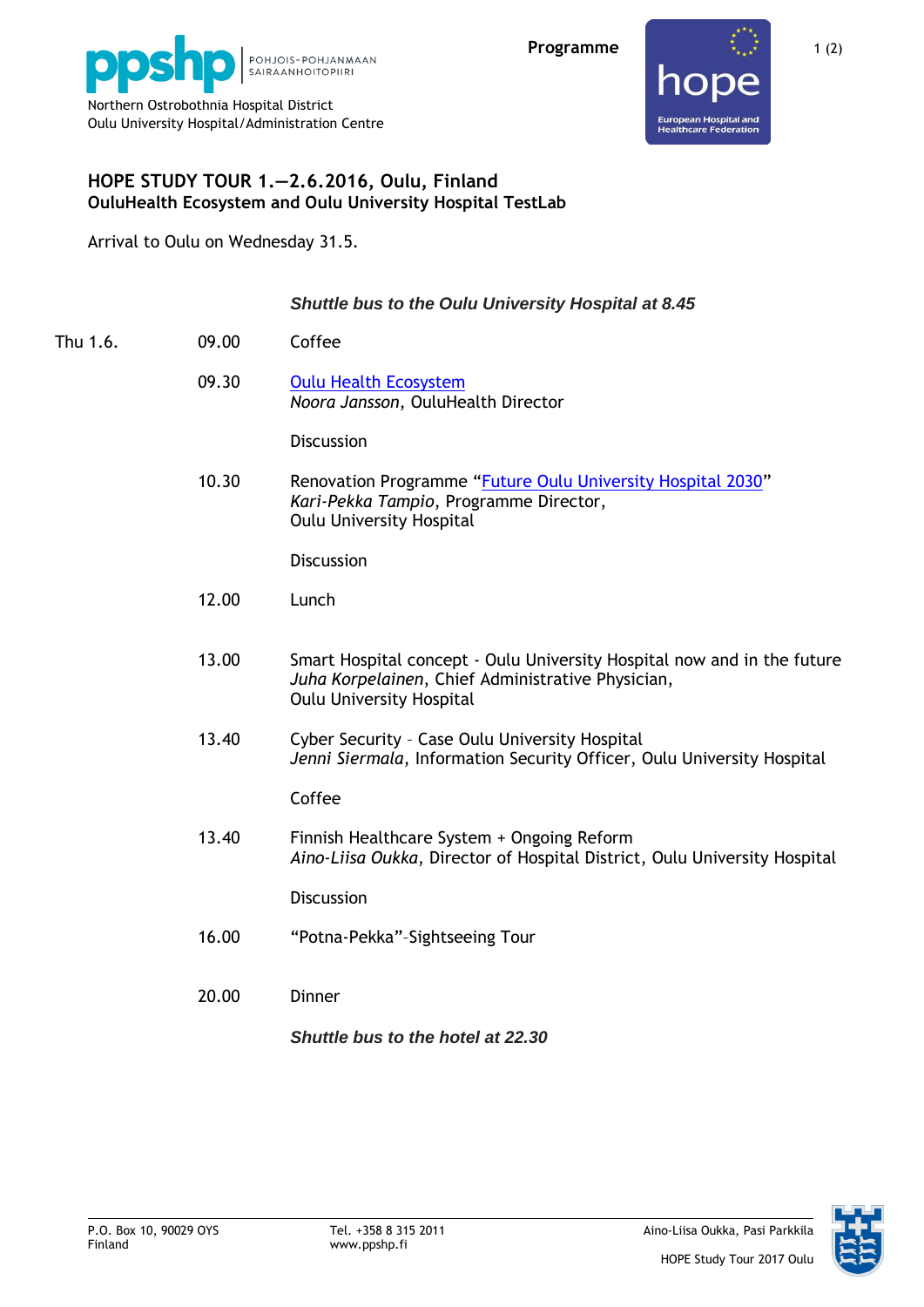ppshp | POHJOIS-POHJANMAAN SAIRAANHOITOPIIRI

Northern Ostrobothnia Hospital District
Oulu University Hospital/Administration Centre

**Programme**

hope — European Hospital and Healthcare Federation

**HOPE STUDY TOUR 1.—2.6.2016, Oulu, Finland**
**OuluHealth Ecosystem and Oulu University Hospital TestLab**

Arrival to Oulu on Wednesday 31.5.

***Shuttle bus to the Oulu University Hospital at 8.45***

| | | |
|---|---|---|
| Thu 1.6. | 09.00 | Coffee |
| | 09.30 | Oulu Health Ecosystem<br>*Noora Jansson*, OuluHealth Director<br><br>Discussion |
| | 10.30 | Renovation Programme "Future Oulu University Hospital 2030"<br>*Kari-Pekka Tampio*, Programme Director,<br>Oulu University Hospital<br><br>Discussion |
| | 12.00 | Lunch |
| | 13.00 | Smart Hospital concept - Oulu University Hospital now and in the future<br>*Juha Korpelainen*, Chief Administrative Physician,<br>Oulu University Hospital |
| | 13.40 | Cyber Security – Case Oulu University Hospital<br>*Jenni Siermala*, Information Security Officer, Oulu University Hospital<br><br>Coffee |
| | 13.40 | Finnish Healthcare System + Ongoing Reform<br>*Aino-Liisa Oukka*, Director of Hospital District, Oulu University Hospital<br><br>Discussion |
| | 16.00 | "Potna-Pekka"-Sightseeing Tour |
| | 20.00 | Dinner |

***Shuttle bus to the hotel at 22.30***

P.O. Box 10, 90029 OYS
Finland

Tel. +358 8 315 2011
www.ppshp.fi

Aino-Liisa Oukka, Pasi Parkkila

HOPE Study Tour 2017 Oulu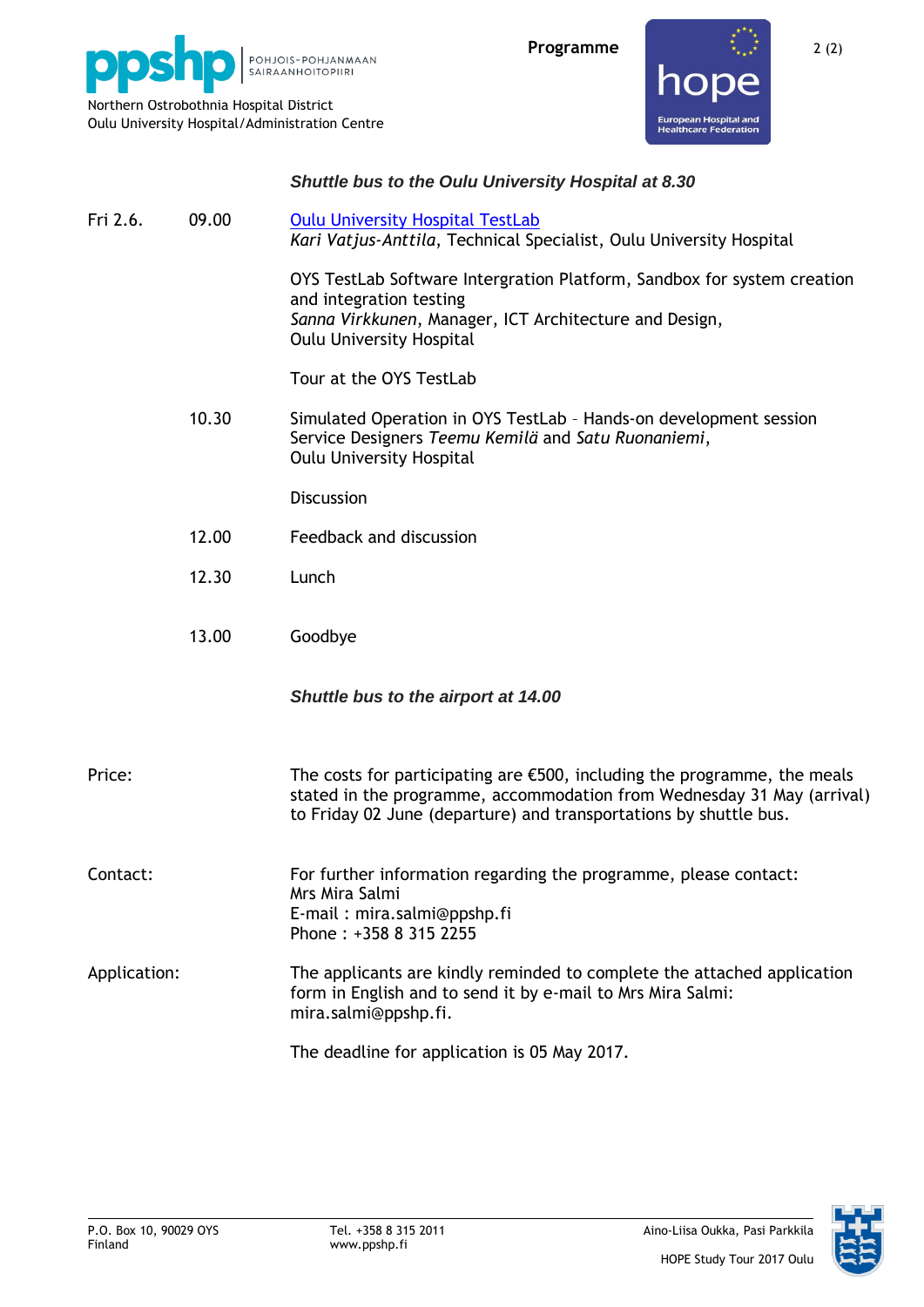***Shuttle bus to the Oulu University Hospital at 8.30***

| | | |
|---|---|---|
| Fri 2.6. | 09.00 | Oulu University Hospital TestLab<br>*Kari Vatjus-Anttila*, Technical Specialist, Oulu University Hospital |
| | | OYS TestLab Software Intergration Platform, Sandbox for system creation and integration testing<br>*Sanna Virkkunen*, Manager, ICT Architecture and Design, Oulu University Hospital |
| | | Tour at the OYS TestLab |
| | 10.30 | Simulated Operation in OYS TestLab – Hands-on development session<br>Service Designers *Teemu Kemilä* and *Satu Ruonaniemi*, Oulu University Hospital |
| | | Discussion |
| | 12.00 | Feedback and discussion |
| | 12.30 | Lunch |
| | 13.00 | Goodbye |

***Shuttle bus to the airport at 14.00***

**Price:** The costs for participating are €500, including the programme, the meals stated in the programme, accommodation from Wednesday 31 May (arrival) to Friday 02 June (departure) and transportations by shuttle bus.

**Contact:** For further information regarding the programme, please contact:
Mrs Mira Salmi
E-mail : mira.salmi@ppshp.fi
Phone : +358 8 315 2255

**Application:** The applicants are kindly reminded to complete the attached application form in English and to send it by e-mail to Mrs Mira Salmi: mira.salmi@ppshp.fi.

The deadline for application is 05 May 2017.